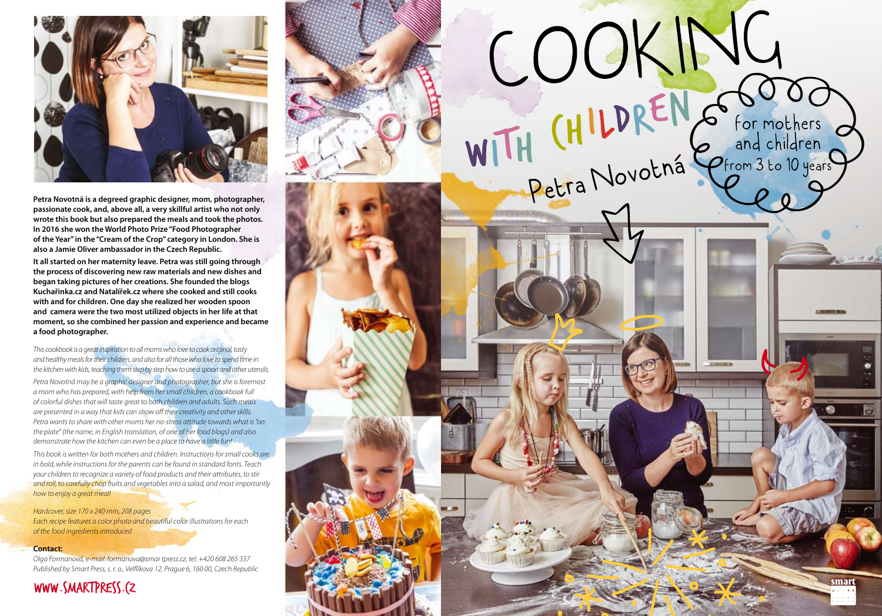# COOKING WITH CHILDREN

Petra Novotná

for mothers and children from 3 to 10 years

**Petra Novotná is a degreed graphic designer, mom, photographer, passionate cook, and, above all, a very skillful artist who not only wrote this book but also prepared the meals and took the photos. In 2016 she won the World Photo Prize "Food Photographer of the Year" in the "Cream of the Crop" category in London. She is also a Jamie Oliver ambassador in the Czech Republic.**

**It all started on her maternity leave. Petra was still going through the process of discovering new raw materials and new dishes and began taking pictures of her creations. She founded the blogs Kuchařinka.cz and Natalířek.cz where she cooked and still cooks with and for children. One day she realized her wooden spoon and camera were the two most utilized objects in her life at that moment, so she combined her passion and experience and became a food photographer.**

*This cookbook is a great inspiration to all moms who love to cook original, tasty and healthy meals for their children, and also for all those who love to spend time in the kitchen with kids, teaching them step by step how to use a spoon and other utensils.*

*Petra Novotná may be a graphic designer and photographer, but she is foremost a mom who has prepared, with help from her small children, a cookbook full of colorful dishes that will taste great to both children and adults. Such meals are presented in a way that kids can show off their creativity and other skills. Petra wants to share with other moms her no-stress attitude towards what is "on the plate" (the name, in English translation, of one of her food blogs) and also demonstrate how the kitchen can even be a place to have a little fun!*

*This book is written for both mothers and children. Instructions for small cooks are in bold, while instructions for the parents can be found in standard fonts. Teach your children to recognize a variety of food products and their attributes, to stir and roll, to carefully chop fruits and vegetables into a salad, and most importantly how to enjoy a great meal!*

*Hardcover, size 170 x 240 mm, 208 pages*
*Each recipe features a color photo and beautiful color illustrations for each of the food ingredients introduced*

**Contact:**
*Olga Formanová, e-mail: formanova@smartpress.cz, tel: +420 608 265 337*
*Published by Smart Press, s. r. o., Velflíkova 12, Prague 6, 160 00, Czech Republic*

WWW.SMARTPRESS.CZ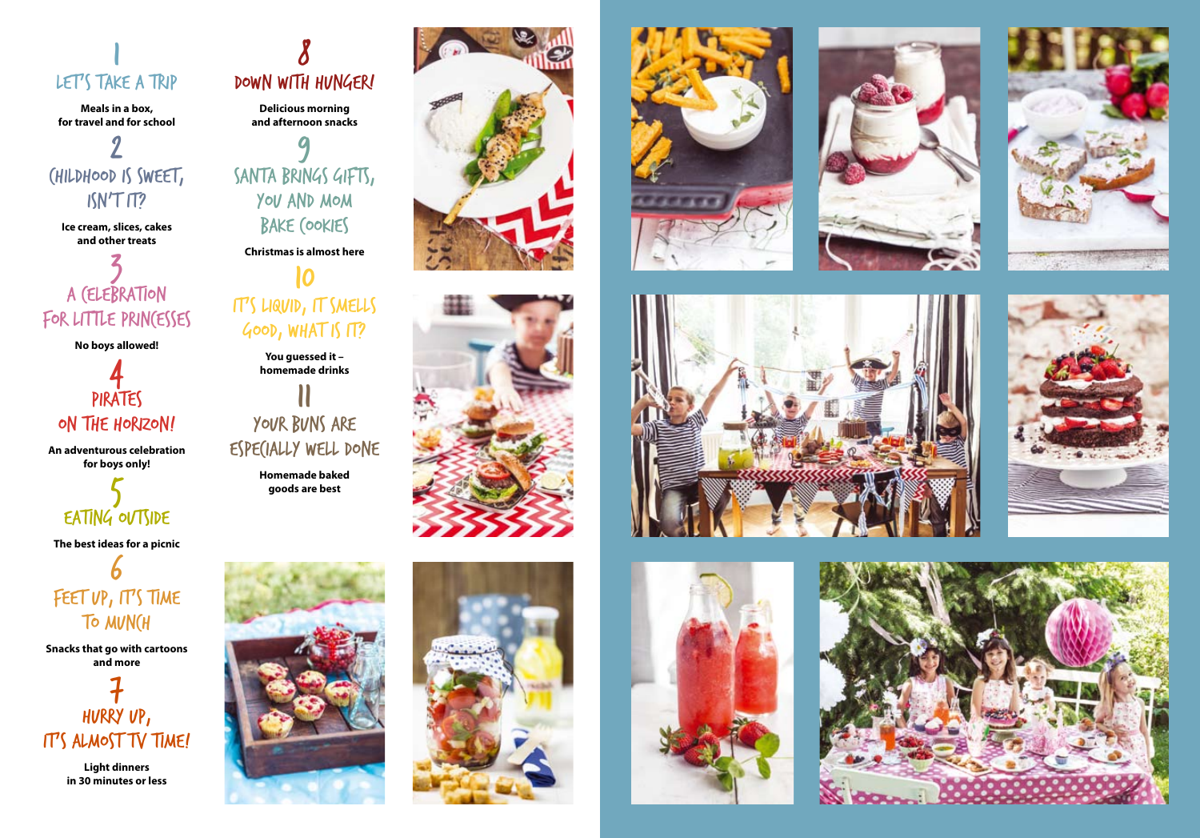## 1
## LET'S TAKE A TRIP

**Meals in a box, for travel and for school**

## 2
## CHILDHOOD IS SWEET, ISN'T IT?

**Ice cream, slices, cakes and other treats**

## 3
## A CELEBRATION FOR LITTLE PRINCESSES

**No boys allowed!**

## 4
## PIRATES ON THE HORIZON!

**An adventurous celebration for boys only!**

## 5
## EATING OUTSIDE

**The best ideas for a picnic**

## 6
## FEET UP, IT'S TIME TO MUNCH

**Snacks that go with cartoons and more**

## 7
## HURRY UP, IT'S ALMOST TV TIME!

**Light dinners in 30 minutes or less**

## 8
## DOWN WITH HUNGER!

**Delicious morning and afternoon snacks**

## 9
## SANTA BRINGS GIFTS, YOU AND MOM BAKE COOKIES

**Christmas is almost here**

## 10
## IT'S LIQUID, IT SMELLS GOOD, WHAT IS IT?

**You guessed it – homemade drinks**

## 11
## YOUR BUNS ARE ESPECIALLY WELL DONE

**Homemade baked goods are best**